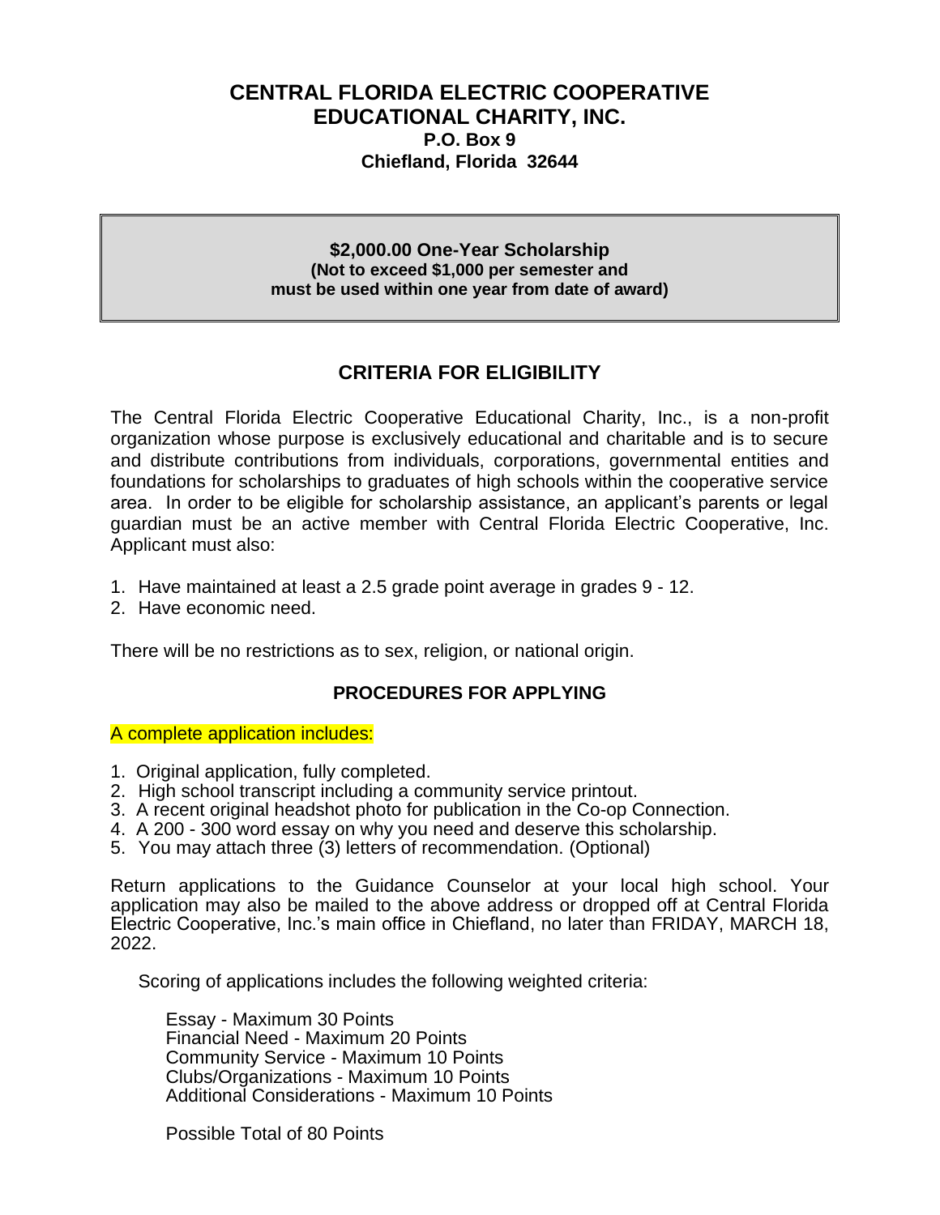# CENTRAL FLORIDA ELECTRIC COOPERATIVE EDUCATIONAL CHARITY, INC.

**P.O. Box 9**
**Chiefland, Florida 32644**

**$2,000.00 One-Year Scholarship**
**(Not to exceed $1,000 per semester and must be used within one year from date of award)**

## CRITERIA FOR ELIGIBILITY

The Central Florida Electric Cooperative Educational Charity, Inc., is a non-profit organization whose purpose is exclusively educational and charitable and is to secure and distribute contributions from individuals, corporations, governmental entities and foundations for scholarships to graduates of high schools within the cooperative service area. In order to be eligible for scholarship assistance, an applicant's parents or legal guardian must be an active member with Central Florida Electric Cooperative, Inc. Applicant must also:

1. Have maintained at least a 2.5 grade point average in grades 9 - 12.
2. Have economic need.

There will be no restrictions as to sex, religion, or national origin.

### PROCEDURES FOR APPLYING

A complete application includes:

1. Original application, fully completed.
2. High school transcript including a community service printout.
3. A recent original headshot photo for publication in the Co-op Connection.
4. A 200 - 300 word essay on why you need and deserve this scholarship.
5. You may attach three (3) letters of recommendation. (Optional)

Return applications to the Guidance Counselor at your local high school. Your application may also be mailed to the above address or dropped off at Central Florida Electric Cooperative, Inc.'s main office in Chiefland, no later than FRIDAY, MARCH 18, 2022.

Scoring of applications includes the following weighted criteria:

Essay - Maximum 30 Points
Financial Need - Maximum 20 Points
Community Service - Maximum 10 Points
Clubs/Organizations - Maximum 10 Points
Additional Considerations - Maximum 10 Points

Possible Total of 80 Points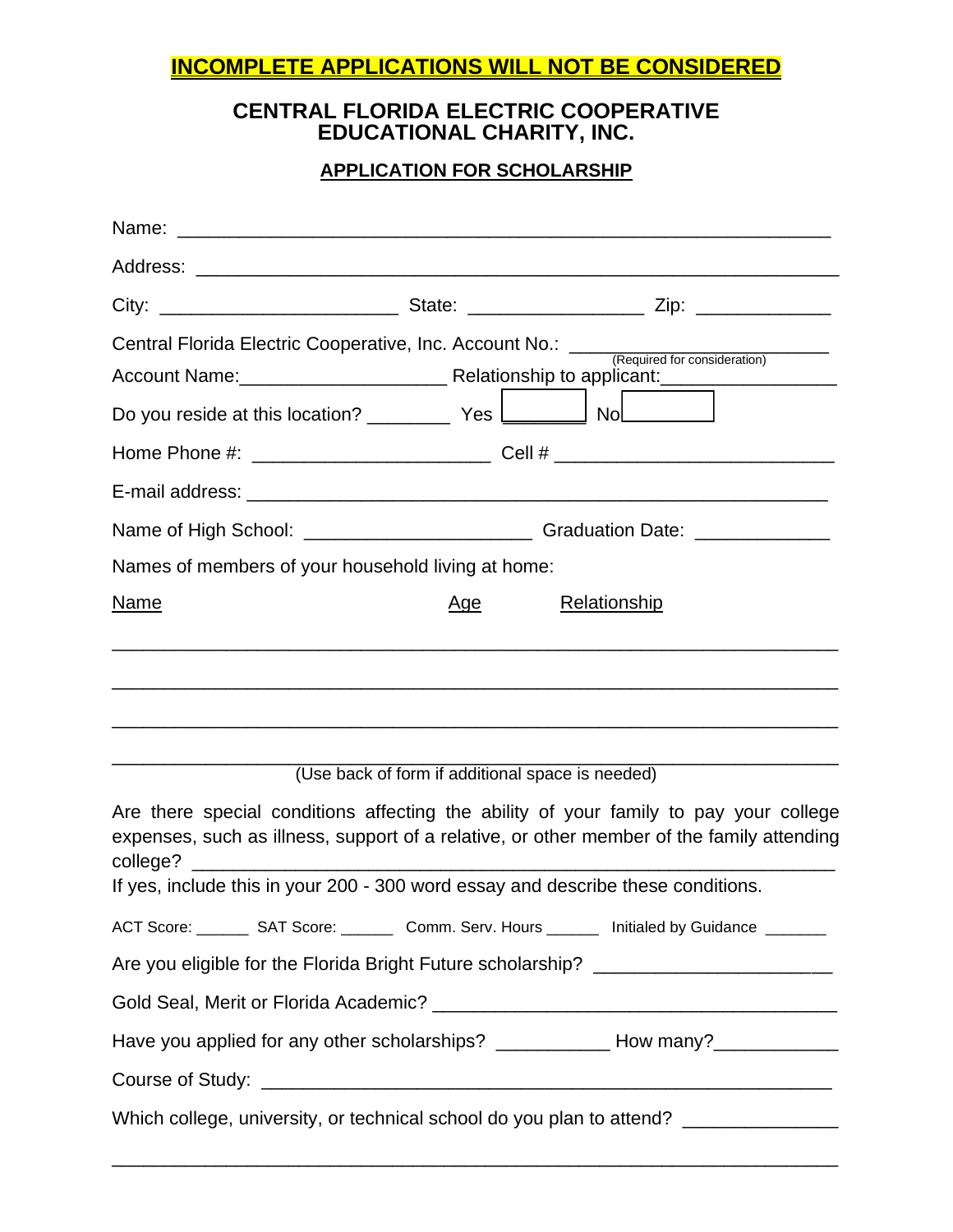**INCOMPLETE APPLICATIONS WILL NOT BE CONSIDERED**

# CENTRAL FLORIDA ELECTRIC COOPERATIVE EDUCATIONAL CHARITY, INC.

## APPLICATION FOR SCHOLARSHIP

Name: ___________________________________________________________

Address: _________________________________________________________

City: ______________________ State: ________________ Zip: ____________

Central Florida Electric Cooperative, Inc. Account No.: ________________________
(Required for consideration)

Account Name:___________________ Relationship to applicant:________________

Do you reside at this location? ________ Yes ☐ No ☐

Home Phone #: ______________________ Cell # __________________________

E-mail address: ______________________________________________________

Name of High School: _____________________ Graduation Date: ____________

Names of members of your household living at home:

| Name | Age | Relationship |
|---|---|---|
| | | |
| | | |
| | | |
| | | |

(Use back of form if additional space is needed)

Are there special conditions affecting the ability of your family to pay your college expenses, such as illness, support of a relative, or other member of the family attending college? ____________________________________________________________
If yes, include this in your 200 - 300 word essay and describe these conditions.

ACT Score: ______ SAT Score: ______ Comm. Serv. Hours ______ Initialed by Guidance _______

Are you eligible for the Florida Bright Future scholarship? ______________________

Gold Seal, Merit or Florida Academic? ____________________________________

Have you applied for any other scholarships? ___________ How many?___________

Course of Study: ____________________________________________________

Which college, university, or technical school do you plan to attend? ______________

______________________________________________________________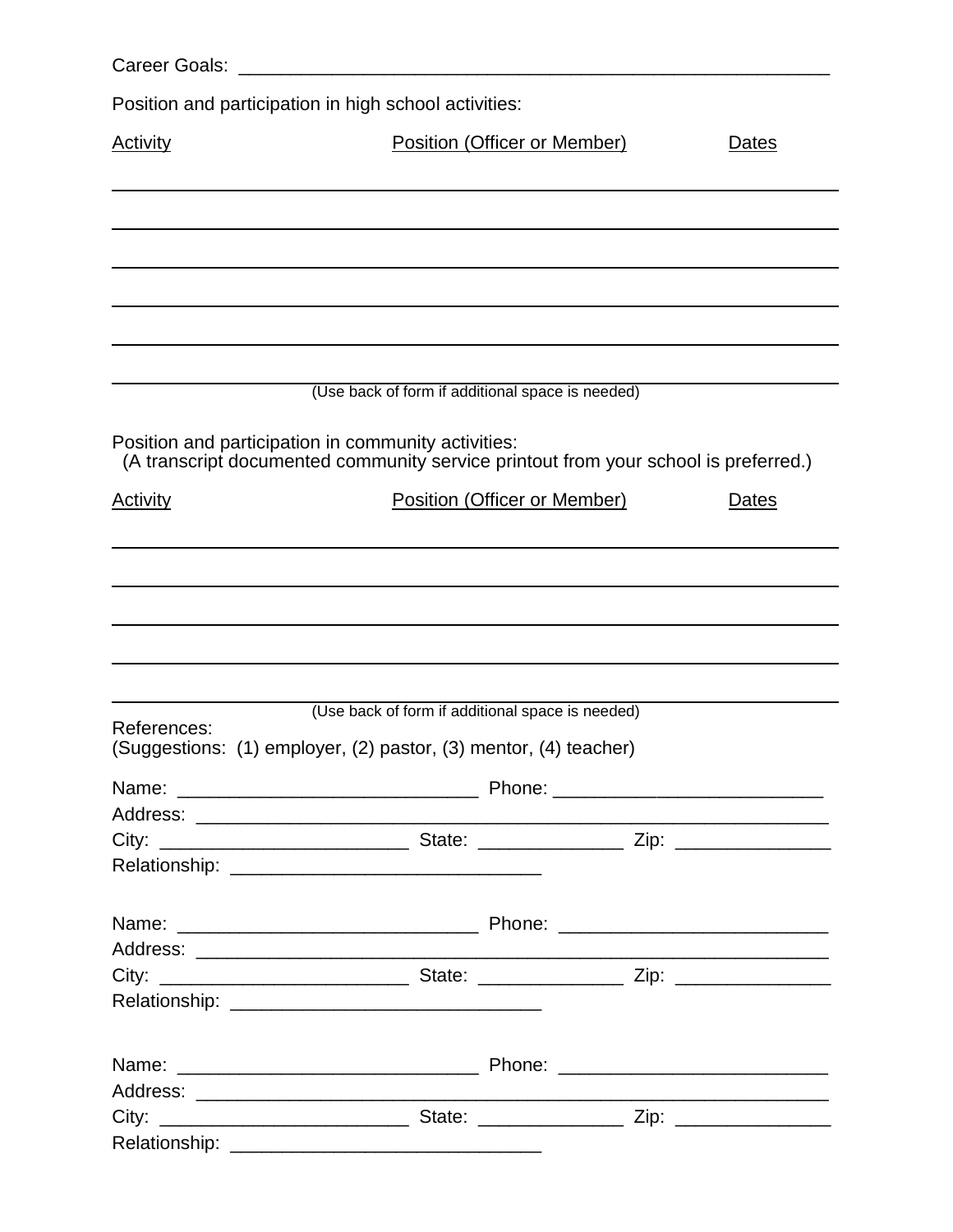Career Goals: ___________________________________________________________

Position and participation in high school activities:

| Activity | Position (Officer or Member) | Dates |
| --- | --- | --- |
| | | |
| | | |
| | | |
| | | |
| | | |
| | | |

(Use back of form if additional space is needed)

Position and participation in community activities:
(A transcript documented community service printout from your school is preferred.)

| Activity | Position (Officer or Member) | Dates |
| --- | --- | --- |
| | | |
| | | |
| | | |
| | | |
| | | |

(Use back of form if additional space is needed)

References:
(Suggestions: (1) employer, (2) pastor, (3) mentor, (4) teacher)

Name: ____________________________ Phone: _________________________
Address: __________________________________________________________
City: _______________________ State: _____________ Zip: ______________
Relationship: _____________________________

Name: ____________________________ Phone: _________________________
Address: __________________________________________________________
City: _______________________ State: _____________ Zip: ______________
Relationship: _____________________________

Name: ____________________________ Phone: _________________________
Address: __________________________________________________________
City: _______________________ State: _____________ Zip: ______________
Relationship: _____________________________